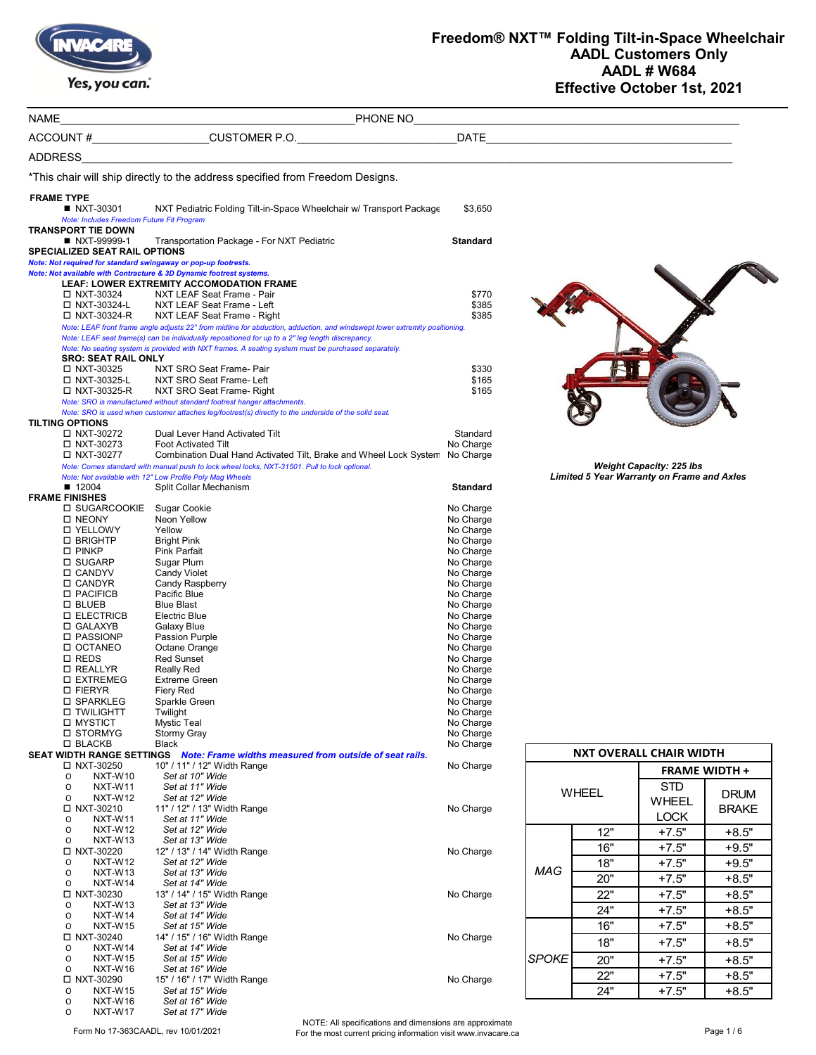# Freedom® NXT™ Folding Tilt-in-Space Wheelchair
## AADL Customers Only
## AADL # W684
## Effective October 1st, 2021

NAME______________________________ PHONE NO______________________________

ACCOUNT #____________ CUSTOMER P.O.________________ DATE____________________

ADDRESS__________________________________________________________________

*This chair will ship directly to the address specified from Freedom Designs.

**FRAME TYPE**

| | | |
|---|---|---|
| ■ NXT-30301 | NXT Pediatric Folding Tilt-in-Space Wheelchair w/ Transport Package | $3,650 |

*Note: Includes Freedom Future Fit Program*

**TRANSPORT TIE DOWN**

| | | |
|---|---|---|
| ■ NXT-99999-1 | Transportation Package - For NXT Pediatric | **Standard** |

**SPECIALIZED SEAT RAIL OPTIONS**

*Note: Not required for standard swingaway or pop-up footrests.*
*Note: Not available with Contracture & 3D Dynamic footrest systems.*

**LEAF: LOWER EXTREMITY ACCOMODATION FRAME**

| | | |
|---|---|---|
| ☐ NXT-30324 | NXT LEAF Seat Frame - Pair | $770 |
| ☐ NXT-30324-L | NXT LEAF Seat Frame - Left | $385 |
| ☐ NXT-30324-R | NXT LEAF Seat Frame - Right | $385 |

*Note: LEAF front frame angle adjusts 22° from midline for abduction, adduction, and windswept lower extremity positioning.*
*Note: LEAF seat frame(s) can be individually repositioned for up to a 2" leg length discrepancy.*
*Note: No seating system is provided with NXT frames. A seating system must be purchased separately.*

**SRO: SEAT RAIL ONLY**

| | | |
|---|---|---|
| ☐ NXT-30325 | NXT SRO Seat Frame- Pair | $330 |
| ☐ NXT-30325-L | NXT SRO Seat Frame- Left | $165 |
| ☐ NXT-30325-R | NXT SRO Seat Frame- Right | $165 |

*Note: SRO is manufactured without standard footrest hanger attachments.*
*Note: SRO is used when customer attaches leg/footrest(s) directly to the underside of the solid seat.*

**TILTING OPTIONS**

| | | |
|---|---|---|
| ☐ NXT-30272 | Dual Lever Hand Activated Tilt | Standard |
| ☐ NXT-30273 | Foot Activated Tilt | No Charge |
| ☐ NXT-30277 | Combination Dual Hand Activated Tilt, Brake and Wheel Lock System | No Charge |

*Note: Comes standard with manual push to lock wheel locks, NXT-31501. Pull to lock optional.*
*Note: Not available with 12" Low Profile Poly Mag Wheels*

| | | |
|---|---|---|
| ■ 12004 | Split Collar Mechanism | **Standard** |

**FRAME FINISHES**

| | | |
|---|---|---|
| ☐ SUGARCOOKIE | Sugar Cookie | No Charge |
| ☐ NEONY | Neon Yellow | No Charge |
| ☐ YELLOWY | Yellow | No Charge |
| ☐ BRIGHTP | Bright Pink | No Charge |
| ☐ PINKP | Pink Parfait | No Charge |
| ☐ SUGARP | Sugar Plum | No Charge |
| ☐ CANDYV | Candy Violet | No Charge |
| ☐ CANDYR | Candy Raspberry | No Charge |
| ☐ PACIFICB | Pacific Blue | No Charge |
| ☐ BLUEB | Blue Blast | No Charge |
| ☐ ELECTRICB | Electric Blue | No Charge |
| ☐ GALAXYB | Galaxy Blue | No Charge |
| ☐ PASSIONP | Passion Purple | No Charge |
| ☐ OCTANEO | Octane Orange | No Charge |
| ☐ REDS | Red Sunset | No Charge |
| ☐ REALLYR | Really Red | No Charge |
| ☐ EXTREMEG | Extreme Green | No Charge |
| ☐ FIERYR | Fiery Red | No Charge |
| ☐ SPARKLEG | Sparkle Green | No Charge |
| ☐ TWILIGHTT | Twilight | No Charge |
| ☐ MYSTICT | Mystic Teal | No Charge |
| ☐ STORMYG | Stormy Gray | No Charge |
| ☐ BLACKB | Black | No Charge |

**SEAT WIDTH RANGE SETTINGS** ***Note: Frame widths measured from outside of seat rails.***

| | | |
|---|---|---|
| ☐ NXT-30250 | 10" / 11" / 12" Width Range | No Charge |
| o NXT-W10 | *Set at 10" Wide* | |
| o NXT-W11 | *Set at 11" Wide* | |
| o NXT-W12 | *Set at 12" Wide* | |
| ☐ NXT-30210 | 11" / 12" / 13" Width Range | No Charge |
| o NXT-W11 | *Set at 11" Wide* | |
| o NXT-W12 | *Set at 12" Wide* | |
| o NXT-W13 | *Set at 13" Wide* | |
| ☐ NXT-30220 | 12" / 13" / 14" Width Range | No Charge |
| o NXT-W12 | *Set at 12" Wide* | |
| o NXT-W13 | *Set at 13" Wide* | |
| o NXT-W14 | *Set at 14" Wide* | |
| ☐ NXT-30230 | 13" / 14" / 15" Width Range | No Charge |
| o NXT-W13 | *Set at 13" Wide* | |
| o NXT-W14 | *Set at 14" Wide* | |
| o NXT-W15 | *Set at 15" Wide* | |
| ☐ NXT-30240 | 14" / 15" / 16" Width Range | No Charge |
| o NXT-W14 | *Set at 14" Wide* | |
| o NXT-W15 | *Set at 15" Wide* | |
| o NXT-W16 | *Set at 16" Wide* | |
| ☐ NXT-30290 | 15" / 16" / 17" Width Range | No Charge |
| o NXT-W15 | *Set at 15" Wide* | |
| o NXT-W16 | *Set at 16" Wide* | |
| o NXT-W17 | *Set at 17" Wide* | |

***Weight Capacity: 225 lbs***
***Limited 5 Year Warranty on Frame and Axles***

**NXT OVERALL CHAIR WIDTH**

| WHEEL | | FRAME WIDTH + STD WHEEL LOCK | FRAME WIDTH + DRUM BRAKE |
|---|---|---|---|
| *MAG* | 12" | +7.5" | +8.5" |
| | 16" | +7.5" | +9.5" |
| | 18" | +7.5" | +9.5" |
| | 20" | +7.5" | +8.5" |
| | 22" | +7.5" | +8.5" |
| | 24" | +7.5" | +8.5" |
| *SPOKE* | 16" | +7.5" | +8.5" |
| | 18" | +7.5" | +8.5" |
| | 20" | +7.5" | +8.5" |
| | 22" | +7.5" | +8.5" |
| | 24" | +7.5" | +8.5" |

Form No 17-363CAADL, rev 10/01/2021

NOTE: All specifications and dimensions are approximate
For the most current pricing information visit www.invacare.ca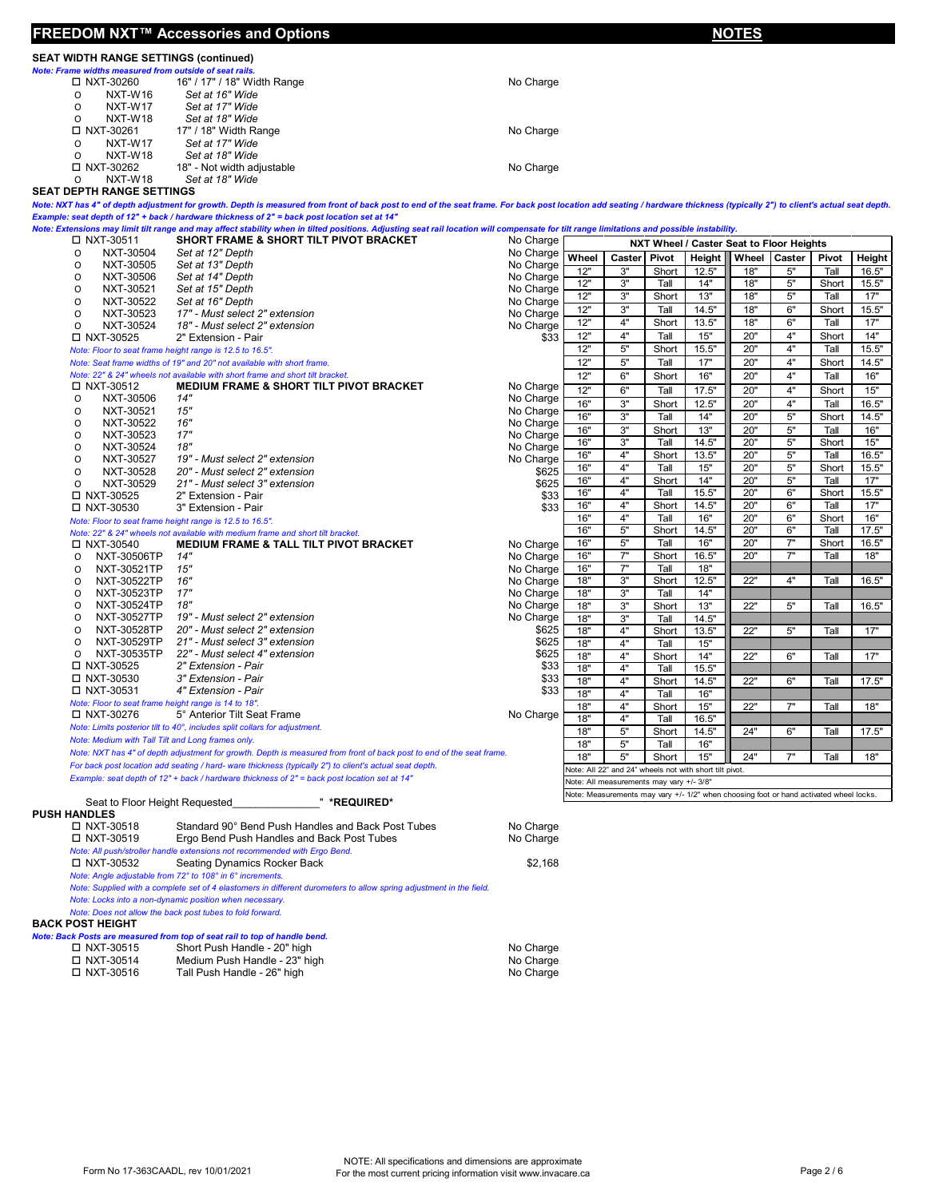# FREEDOM NXT™ Accessories and Options

**NOTES**

### SEAT WIDTH RANGE SETTINGS (continued)

***Note: Frame widths measured from outside of seat rails.***

| | | |
|---|---|---|
| ☐ NXT-30260 | 16" / 17" / 18" Width Range | No Charge |
| o NXT-W16 | *Set at 16" Wide* | |
| o NXT-W17 | *Set at 17" Wide* | |
| o NXT-W18 | *Set at 18" Wide* | |
| ☐ NXT-30261 | 17" / 18" Width Range | No Charge |
| o NXT-W17 | *Set at 17" Wide* | |
| o NXT-W18 | *Set at 18" Wide* | |
| ☐ NXT-30262 | 18" - Not width adjustable | No Charge |
| o NXT-W18 | *Set at 18" Wide* | |

### SEAT DEPTH RANGE SETTINGS

***Note: NXT has 4" of depth adjustment for growth. Depth is measured from front of back post to end of the seat frame. For back post location add seating / hardware thickness (typically 2") to client's actual seat depth.***
***Example: seat depth of 12" + back / hardware thickness of 2" = back post location set at 14"***
***Note: Extensions may limit tilt range and may affect stability when in tilted positions. Adjusting seat rail location will compensate for tilt range limitations and possible instability.***

| | | |
|---|---|---|
| ☐ NXT-30511 | **SHORT FRAME & SHORT TILT PIVOT BRACKET** | No Charge |
| o NXT-30504 | *Set at 12" Depth* | No Charge |
| o NXT-30505 | *Set at 13" Depth* | No Charge |
| o NXT-30506 | *Set at 14" Depth* | No Charge |
| o NXT-30521 | *Set at 15" Depth* | No Charge |
| o NXT-30522 | *Set at 16" Depth* | No Charge |
| o NXT-30523 | *17" - Must select 2" extension* | No Charge |
| o NXT-30524 | *18" - Must select 2" extension* | No Charge |
| ☐ NXT-30525 | 2" Extension - Pair | $33 |

*Note: Floor to seat frame height range is 12.5 to 16.5".*
*Note: Seat frame widths of 19" and 20" not available with short frame.*
*Note: 22" & 24" wheels not available with short frame and short tilt bracket.*

| | | |
|---|---|---|
| ☐ NXT-30512 | **MEDIUM FRAME & SHORT TILT PIVOT BRACKET** | No Charge |
| o NXT-30506 | *14"* | No Charge |
| o NXT-30521 | *15"* | No Charge |
| o NXT-30522 | *16"* | No Charge |
| o NXT-30523 | *17"* | No Charge |
| o NXT-30524 | *18"* | No Charge |
| o NXT-30527 | *19" - Must select 2" extension* | No Charge |
| o NXT-30528 | *20" - Must select 2" extension* | $625 |
| o NXT-30529 | *21" - Must select 3" extension* | $625 |
| ☐ NXT-30525 | 2" Extension - Pair | $33 |
| ☐ NXT-30530 | 3" Extension - Pair | $33 |

*Note: Floor to seat frame height range is 12.5 to 16.5".*
*Note: 22" & 24" wheels not available with medium frame and short tilt bracket.*

| | | |
|---|---|---|
| ☐ NXT-30540 | **MEDIUM FRAME & TALL TILT PIVOT BRACKET** | No Charge |
| o NXT-30506TP | *14"* | No Charge |
| o NXT-30521TP | *15"* | No Charge |
| o NXT-30522TP | *16"* | No Charge |
| o NXT-30523TP | *17"* | No Charge |
| o NXT-30524TP | *18"* | No Charge |
| o NXT-30527TP | *19" - Must select 2" extension* | No Charge |
| o NXT-30528TP | *20" - Must select 2" extension* | $625 |
| o NXT-30529TP | *21" - Must select 3" extension* | $625 |
| o NXT-30535TP | *22" - Must select 4" extension* | $625 |
| ☐ NXT-30525 | *2" Extension - Pair* | $33 |
| ☐ NXT-30530 | *3" Extension - Pair* | $33 |
| ☐ NXT-30531 | *4" Extension - Pair* | $33 |

*Note: Floor to seat frame height range is 14 to 18".*

| | | |
|---|---|---|
| ☐ NXT-30276 | 5° Anterior Tilt Seat Frame | No Charge |

*Note: Limits posterior tilt to 40°, includes split collars for adjustment.*
*Note: Medium with Tall Tilt and Long frames only.*
*Note: NXT has 4" of depth adjustment for growth. Depth is measured from front of back post to end of the seat frame.*
*For back post location add seating / hard- ware thickness (typically 2") to client's actual seat depth.*
*Example: seat depth of 12" + back / hardware thickness of 2" = back post location set at 14"*

**NXT Wheel / Caster Seat to Floor Heights**

| Wheel | Caster | Pivot | Height | Wheel | Caster | Pivot | Height |
|---|---|---|---|---|---|---|---|
| 12" | 3" | Short | 12.5" | 18" | 5" | Tall | 16.5" |
| 12" | 3" | Tall | 14" | 18" | 5" | Short | 15.5" |
| 12" | 3" | Short | 13" | 18" | 5" | Tall | 17" |
| 12" | 3" | Tall | 14.5" | 18" | 6" | Short | 15.5" |
| 12" | 4" | Short | 13.5" | 18" | 6" | Tall | 17" |
| 12" | 4" | Tall | 15" | 20" | 4" | Short | 14" |
| 12" | 5" | Short | 15.5" | 20" | 4" | Tall | 15.5" |
| 12" | 5" | Tall | 17" | 20" | 4" | Short | 14.5" |
| 12" | 6" | Short | 16" | 20" | 4" | Tall | 16" |
| 12" | 6" | Tall | 17.5" | 20" | 4" | Short | 15" |
| 16" | 3" | Short | 12.5" | 20" | 4" | Tall | 16.5" |
| 16" | 3" | Tall | 14" | 20" | 5" | Short | 14.5" |
| 16" | 3" | Short | 13" | 20" | 5" | Tall | 16" |
| 16" | 3" | Tall | 14.5" | 20" | 5" | Short | 15" |
| 16" | 4" | Short | 13.5" | 20" | 5" | Tall | 16.5" |
| 16" | 4" | Tall | 15" | 20" | 5" | Short | 15.5" |
| 16" | 4" | Short | 14" | 20" | 5" | Tall | 17" |
| 16" | 4" | Tall | 15.5" | 20" | 6" | Short | 15.5" |
| 16" | 4" | Short | 14.5" | 20" | 6" | Tall | 17" |
| 16" | 4" | Tall | 16" | 20" | 6" | Short | 16" |
| 16" | 5" | Short | 14.5" | 20" | 6" | Tall | 17.5" |
| 16" | 5" | Tall | 16" | 20" | 7" | Short | 16.5" |
| 16" | 7" | Short | 16.5" | 20" | 7" | Tall | 18" |
| 16" | 7" | Tall | 18" | | | | |
| 18" | 3" | Short | 12.5" | 22" | 4" | Tall | 16.5" |
| 18" | 3" | Tall | 14" | | | | |
| 18" | 3" | Short | 13" | 22" | 5" | Tall | 16.5" |
| 18" | 3" | Tall | 14.5" | | | | |
| 18" | 4" | Short | 13.5" | 22" | 5" | Tall | 17" |
| 18" | 4" | Tall | 15" | | | | |
| 18" | 4" | Short | 14" | 22" | 6" | Tall | 17" |
| 18" | 4" | Tall | 15.5" | | | | |
| 18" | 4" | Short | 14.5" | 22" | 6" | Tall | 17.5" |
| 18" | 4" | Tall | 16" | | | | |
| 18" | 4" | Short | 15" | 22" | 7" | Tall | 18" |
| 18" | 4" | Tall | 16.5" | | | | |
| 18" | 5" | Short | 14.5" | 24" | 6" | Tall | 17.5" |
| 18" | 5" | Tall | 16" | | | | |
| 18" | 5" | Short | 15" | 24" | 7" | Tall | 18" |

Note: All 22" and 24" wheels not available with short tilt pivot.
Note: All measurements may vary +/- 3/8"
Note: Measurements may vary +/- 1/2" when choosing foot or hand activated wheel locks.

Seat to Floor Height Requested_______________" **\*REQUIRED\***

### PUSH HANDLES

| | | |
|---|---|---|
| ☐ NXT-30518 | Standard 90° Bend Push Handles and Back Post Tubes | No Charge |
| ☐ NXT-30519 | Ergo Bend Push Handles and Back Post Tubes | No Charge |

*Note: All push/stroller handle extensions not recommended with Ergo Bend.*

| | | |
|---|---|---|
| ☐ NXT-30532 | Seating Dynamics Rocker Back | $2,168 |

*Note: Angle adjustable from 72° to 108° in 6° increments.*
*Note: Supplied with a complete set of 4 elastomers in different durometers to allow spring adjustment in the field.*
*Note: Locks into a non-dynamic position when necessary.*
*Note: Does not allow the back post tubes to fold forward.*

### BACK POST HEIGHT

***Note: Back Posts are measured from top of seat rail to top of handle bend.***

| | | |
|---|---|---|
| ☐ NXT-30515 | Short Push Handle - 20" high | No Charge |
| ☐ NXT-30514 | Medium Push Handle - 23" high | No Charge |
| ☐ NXT-30516 | Tall Push Handle - 26" high | No Charge |

Form No 17-363CAADL, rev 10/01/2021

NOTE: All specifications and dimensions are approximate
For the most current pricing information visit www.invacare.ca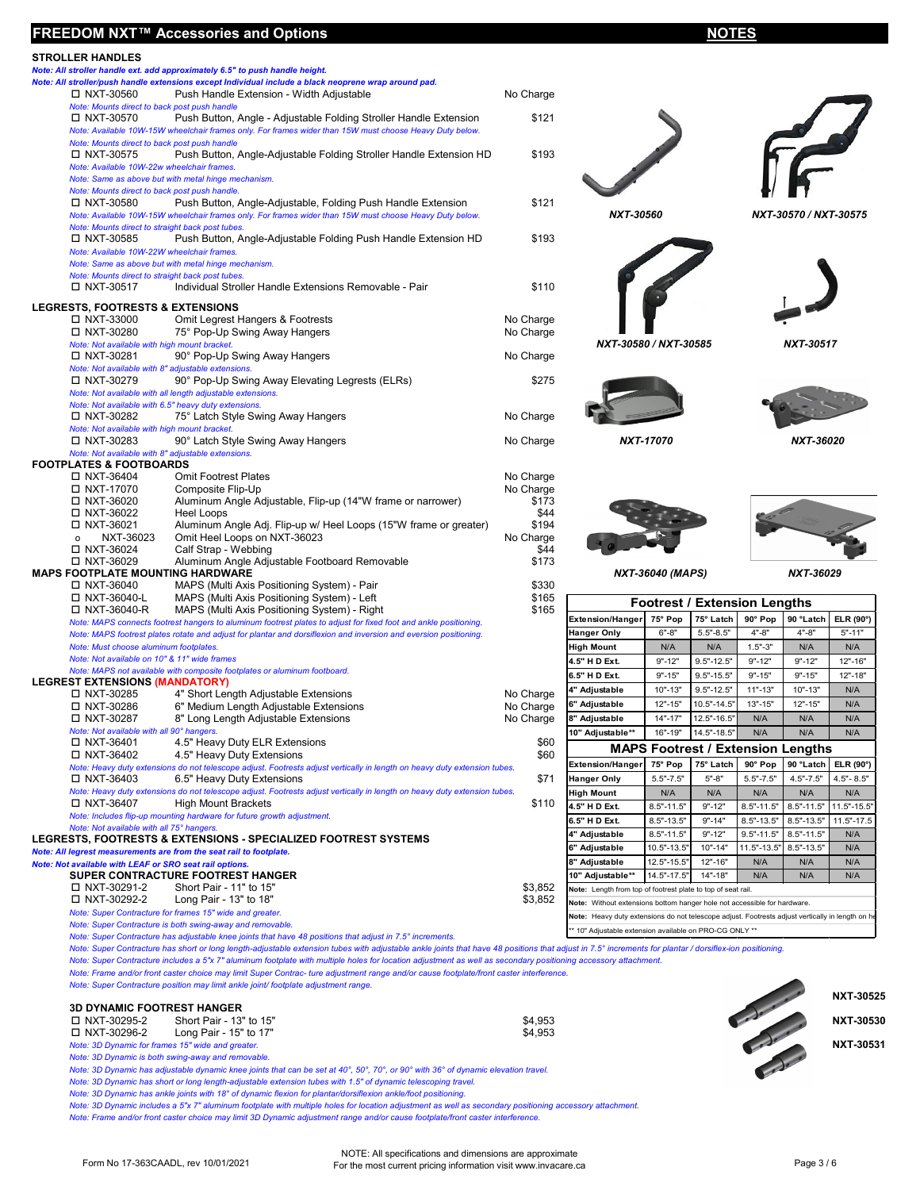## FREEDOM NXT™ Accessories and Options

**NOTES**

### STROLLER HANDLES

*Note: All stroller handle ext. add approximately 6.5" to push handle height.*
*Note: All stroller/push handle extensions except Individual include a black neoprene wrap around pad.*

- ☐ NXT-30560 Push Handle Extension - Width Adjustable — No Charge
  *Note: Mounts direct to back post push handle*
- ☐ NXT-30570 Push Button, Angle - Adjustable Folding Stroller Handle Extension — $121
  *Note: Available 10W-15W wheelchair frames only. For frames wider than 15W must choose Heavy Duty below.*
  *Note: Mounts direct to back post push handle*
- ☐ NXT-30575 Push Button, Angle-Adjustable Folding Stroller Handle Extension HD — $193
  *Note: Available 10W-22w wheelchair frames.*
  *Note: Same as above but with metal hinge mechanism.*
  *Note: Mounts direct to back post push handle.*
- ☐ NXT-30580 Push Button, Angle-Adjustable, Folding Push Handle Extension — $121
  *Note: Available 10W-15W wheelchair frames only. For frames wider than 15W must choose Heavy Duty below.*
  *Note: Mounts direct to straight back post tubes.*
- ☐ NXT-30585 Push Button, Angle-Adjustable Folding Push Handle Extension HD — $193
  *Note: Available 10W-22W wheelchair frames.*
  *Note: Same as above but with metal hinge mechanism.*
  *Note: Mounts direct to straight back post tubes.*
- ☐ NXT-30517 Individual Stroller Handle Extensions Removable - Pair — $110

### LEGRESTS, FOOTRESTS & EXTENSIONS

- ☐ NXT-33000 Omit Legrest Hangers & Footrests — No Charge
- ☐ NXT-30280 75° Pop-Up Swing Away Hangers — No Charge
  *Note: Not available with high mount bracket.*
- ☐ NXT-30281 90° Pop-Up Swing Away Hangers — No Charge
  *Note: Not available with 8" adjustable extensions.*
- ☐ NXT-30279 90° Pop-Up Swing Away Elevating Legrests (ELRs) — $275
  *Note: Not available with all length adjustable extensions.*
  *Note: Not available with 6.5" heavy duty extensions.*
- ☐ NXT-30282 75° Latch Style Swing Away Hangers — No Charge
  *Note: Not available with high mount bracket.*
- ☐ NXT-30283 90° Latch Style Swing Away Hangers — No Charge
  *Note: Not available with 8" adjustable extensions.*

### FOOTPLATES & FOOTBOARDS

- ☐ NXT-36404 Omit Footrest Plates — No Charge
- ☐ NXT-17070 Composite Flip-Up — No Charge
- ☐ NXT-36020 Aluminum Angle Adjustable, Flip-up (14"W frame or narrower) — $173
- ☐ NXT-36022 Heel Loops — $44
- ☐ NXT-36021 Aluminum Angle Adj. Flip-up w/ Heel Loops (15"W frame or greater) — $194
- o NXT-36023 Omit Heel Loops on NXT-36023 — No Charge
- ☐ NXT-36024 Calf Strap - Webbing — $44
- ☐ NXT-36029 Aluminum Angle Adjustable Footboard Removable — $173

### MAPS FOOTPLATE MOUNTING HARDWARE

- ☐ NXT-36040 MAPS (Multi Axis Positioning System) - Pair — $330
- ☐ NXT-36040-L MAPS (Multi Axis Positioning System) - Left — $165
- ☐ NXT-36040-R MAPS (Multi Axis Positioning System) - Right — $165
  *Note: MAPS connects footrest hangers to aluminum footrest plates to adjust for fixed foot and ankle positioning.*
  *Note: MAPS footrest plates rotate and adjust for plantar and dorsiflexion and inversion and eversion positioning.*
  *Note: Must choose aluminum footplates.*
  *Note: Not available on 10" & 11" wide frames*
  *Note: MAPS not available with composite footplates or aluminum footboard.*

### LEGREST EXTENSIONS (MANDATORY)

- ☐ NXT-30285 4" Short Length Adjustable Extensions — No Charge
- ☐ NXT-30286 6" Medium Length Adjustable Extensions — No Charge
- ☐ NXT-30287 8" Long Length Adjustable Extensions — No Charge
  *Note: Not available with all 90° hangers.*
- ☐ NXT-36401 4.5" Heavy Duty ELR Extensions — $60
- ☐ NXT-36402 4.5" Heavy Duty Extensions — $60
  *Note: Heavy duty extensions do not telescope adjust. Footrests adjust vertically in length on heavy duty extension tubes.*
- ☐ NXT-36403 6.5" Heavy Duty Extensions — $71
  *Note: Heavy duty extensions do not telescope adjust. Footrests adjust vertically in length on heavy duty extension tubes.*
- ☐ NXT-36407 High Mount Brackets — $110
  *Note: Includes flip-up mounting hardware for future growth adjustment.*
  *Note: Not available with all 75° hangers.*

### LEGRESTS, FOOTRESTS & EXTENSIONS - SPECIALIZED FOOTREST SYSTEMS

*Note: All legrest measurements are from the seat rail to footplate.*
*Note: Not available with LEAF or SCO seat rail options.*

#### SUPER CONTRACTURE FOOTREST HANGER

- ☐ NXT-30291-2 Short Pair - 11" to 15" — $3,852
- ☐ NXT-30292-2 Long Pair - 13" to 18" — $3,852

*Note: Super Contracture for frames 15" wide and greater.*
*Note: Super Contracture is both swing-away and removable.*
*Note: Super Contracture has adjustable knee joints that have 48 positions that adjust in 7.5° increments.*
*Note: Super Contracture has short or long length-adjustable extension tubes with adjustable ankle joints that have 48 positions that adjust in 7.5° increments for plantar / dorsiflex-ion positioning.*
*Note: Super Contracture includes a 5"x 7" aluminum footplate with multiple holes for location adjustment as well as secondary positioning accessory attachment.*
*Note: Frame and/or front caster choice may limit Super Contrac- ture adjustment range and/or cause footplate/front caster interference.*
*Note: Super Contracture position may limit ankle joint/ footplate adjustment range.*

#### 3D DYNAMIC FOOTREST HANGER

- ☐ NXT-30295-2 Short Pair - 13" to 15" — $4,953
- ☐ NXT-30296-2 Long Pair - 15" to 17" — $4,953

*Note: 3D Dynamic for frames 15" wide and greater.*
*Note: 3D Dynamic is both swing-away and removable.*
*Note: 3D Dynamic has adjustable dynamic knee joints that can be set at 40°, 50°, 70°, or 90° with 36° of dynamic elevation travel.*
*Note: 3D Dynamic has short or long length-adjustable extension tubes with 1.5" of dynamic telescoping travel.*
*Note: 3D Dynamic has ankle joints with 18° of dynamic flexion for plantar/dorsiflexion ankle/foot positioning.*
*Note: 3D Dynamic includes a 5"x 7" aluminum footplate with multiple holes for location adjustment as well as secondary positioning accessory attachment.*
*Note: Frame and/or front caster choice may limit 3D Dynamic adjustment range and/or cause footplate/front caster interference.*

---

NXT-30560

NXT-30570 / NXT-30575

NXT-30580 / NXT-30585

NXT-30517

NXT-17070

NXT-36020

NXT-36040 (MAPS)

NXT-36029

NXT-30525

NXT-30530

NXT-30531

### Footrest / Extension Lengths

| Extension/Hanger | 75° Pop | 75° Latch | 90° Pop | 90 °Latch | ELR (90°) |
|---|---|---|---|---|---|
| Hanger Only | 6"-8" | 5.5"-8.5" | 4"-8" | 4"-8" | 5"-11" |
| High Mount | N/A | N/A | 1.5"-3" | N/A | N/A |
| 4.5" H D Ext. | 9"-12" | 9.5"-12.5" | 9"-12" | 9"-12" | 12"-16" |
| 6.5" H D Ext. | 9"-15" | 9.5"-15.5" | 9"-15" | 9"-15" | 12"-18" |
| 4" Adjustable | 10"-13" | 9.5"-12.5" | 11"-13" | 10"-13" | N/A |
| 6" Adjustable | 12"-15" | 10.5"-14.5" | 13"-15" | 12"-15" | N/A |
| 8" Adjustable | 14"-17" | 12.5"-16.5" | N/A | N/A | N/A |
| 10" Adjustable** | 16"-19" | 14.5"-18.5" | N/A | N/A | N/A |

### MAPS Footrest / Extension Lengths

| Extension/Hanger | 75° Pop | 75° Latch | 90° Pop | 90 °Latch | ELR (90°) |
|---|---|---|---|---|---|
| Hanger Only | 5.5"-7.5" | 5"-8" | 5.5"-7.5" | 4.5"-7.5" | 4.5"- 8.5" |
| High Mount | N/A | N/A | N/A | N/A | N/A |
| 4.5" H D Ext. | 8.5"-11.5" | 9"-12" | 8.5"-11.5" | 8.5"-11.5" | 11.5"-15.5" |
| 6.5" H D Ext. | 8.5"-13.5" | 9"-14" | 8.5"-13.5" | 8.5"-13.5" | 11.5"-17.5 |
| 4" Adjustable | 8.5"-11.5" | 9"-12" | 9.5"-11.5" | 8.5"-11.5" | N/A |
| 6" Adjustable | 10.5"-13.5" | 10"-14" | 11.5"-13.5" | 8.5"-13.5" | N/A |
| 8" Adjustable | 12.5"-15.5" | 12"-16" | N/A | N/A | N/A |
| 10" Adjustable** | 14.5"-17.5" | 14"-18" | N/A | N/A | N/A |

**Note:** Length from top of footrest plate to top of seat rail.

**Note:** Without extensions bottom hanger hole not accessible for hardware.

**Note:** Heavy duty extensions do not telescope adjust. Footrests adjust vertically in length on he

** 10" Adjustable extension available on PRO-CG ONLY **

---

Form No 17-363CAADL, rev 10/01/2021

NOTE: All specifications and dimensions are approximate
For the most current pricing information visit www.invacare.ca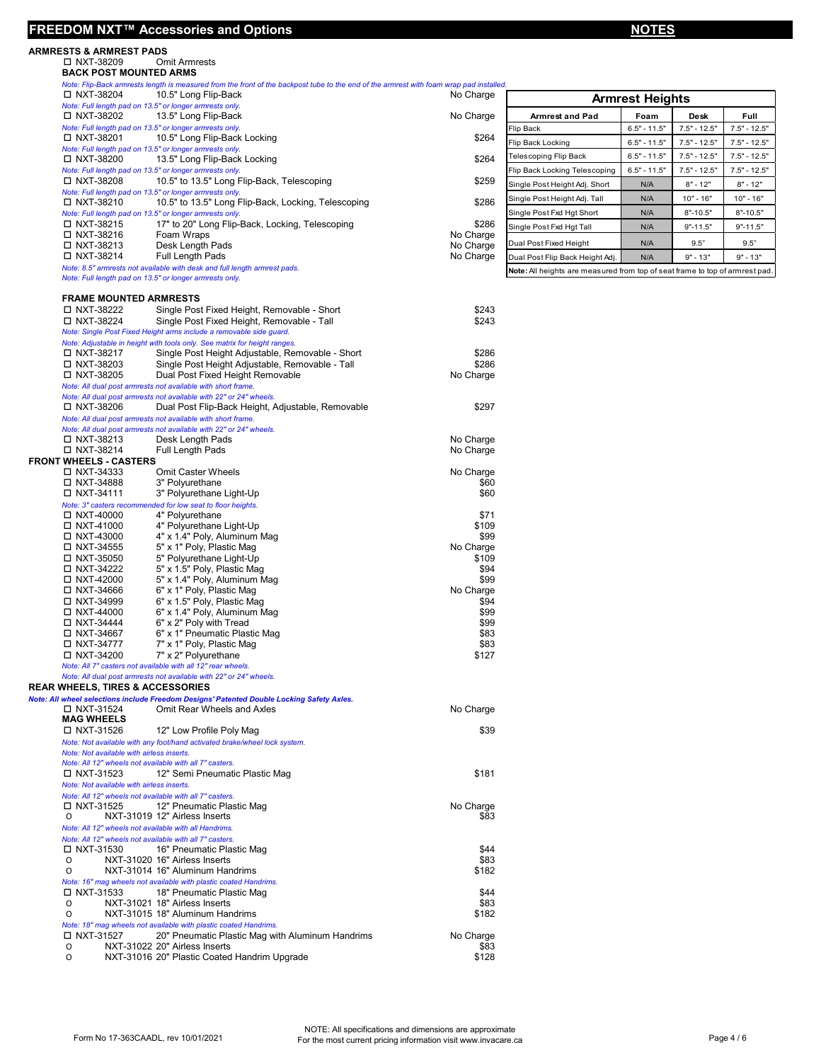# FREEDOM NXT™ Accessories and Options

**NOTES**

## ARMRESTS & ARMREST PADS

☐ NXT-38209 Omit Armrests

### BACK POST MOUNTED ARMS

*Note: Flip-Back armrests length is measured from the front of the backpost tube to the end of the armrest with foam wrap pad installed.*

| Part No. | Description | Price |
|---|---|---|
| ☐ NXT-38204 | 10.5" Long Flip-Back | No Charge |
| | *Note: Full length pad on 13.5" or longer armrests only.* | |
| ☐ NXT-38202 | 13.5" Long Flip-Back | No Charge |
| | *Note: Full length pad on 13.5" or longer armrests only.* | |
| ☐ NXT-38201 | 10.5" Long Flip-Back Locking | $264 |
| | *Note: Full length pad on 13.5" or longer armrests only.* | |
| ☐ NXT-38200 | 13.5" Long Flip-Back Locking | $264 |
| | *Note: Full length pad on 13.5" or longer armrests only.* | |
| ☐ NXT-38208 | 10.5" to 13.5" Long Flip-Back, Telescoping | $259 |
| | *Note: Full length pad on 13.5" or longer armrests only.* | |
| ☐ NXT-38210 | 10.5" to 13.5" Long Flip-Back, Locking, Telescoping | $286 |
| | *Note: Full length pad on 13.5" or longer armrests only.* | |
| ☐ NXT-38215 | 17" to 20" Long Flip-Back, Locking, Telescoping | $286 |
| ☐ NXT-38216 | Foam Wraps | No Charge |
| ☐ NXT-38213 | Desk Length Pads | No Charge |
| ☐ NXT-38214 | Full Length Pads | No Charge |

*Note: 8.5" armrests not available with desk and full length armrest pads.*
*Note: Full length pad on 13.5" or longer armrests only.*

| Armrest Heights | | | |
|---|---|---|---|
| **Armrest and Pad** | **Foam** | **Desk** | **Full** |
| Flip Back | 6.5" - 11.5" | 7.5" - 12.5" | 7.5" - 12.5" |
| Flip Back Locking | 6.5" - 11.5" | 7.5" - 12.5" | 7.5" - 12.5" |
| Telescoping Flip Back | 6.5" - 11.5" | 7.5" - 12.5" | 7.5" - 12.5" |
| Flip Back Locking Telescoping | 6.5" - 11.5" | 7.5" - 12.5" | 7.5" - 12.5" |
| Single Post Height Adj. Short | N/A | 8" - 12" | 8" - 12" |
| Single Post Height Adj. Tall | N/A | 10" - 16" | 10" - 16" |
| Single Post Fxd Hgt Short | N/A | 8"-10.5" | 8"-10.5" |
| Single Post Fxd Hgt Tall | N/A | 9"-11.5" | 9"-11.5" |
| Dual Post Fixed Height | N/A | 9.5" | 9.5" |
| Dual Post Flip Back Height Adj. | N/A | 9" - 13" | 9" - 13" |

**Note:** All heights are measured from top of seat frame to top of armrest pad.

### FRAME MOUNTED ARMRESTS

| Part No. | Description | Price |
|---|---|---|
| ☐ NXT-38222 | Single Post Fixed Height, Removable - Short | $243 |
| ☐ NXT-38224 | Single Post Fixed Height, Removable - Tall | $243 |
| | *Note: Single Post Fixed Height arms include a removable side guard.* | |
| | *Note: Adjustable in height with tools only. See matrix for height ranges.* | |
| ☐ NXT-38217 | Single Post Height Adjustable, Removable - Short | $286 |
| ☐ NXT-38203 | Single Post Height Adjustable, Removable - Tall | $286 |
| ☐ NXT-38205 | Dual Post Fixed Height Removable | No Charge |
| | *Note: All dual post armrests not available with short frame.* | |
| | *Note: All dual post armrests not available with 22" or 24" wheels.* | |
| ☐ NXT-38206 | Dual Post Flip-Back Height, Adjustable, Removable | $297 |
| | *Note: All dual post armrests not available with short frame.* | |
| | *Note: All dual post armrests not available with 22" or 24" wheels.* | |
| ☐ NXT-38213 | Desk Length Pads | No Charge |
| ☐ NXT-38214 | Full Length Pads | No Charge |

## FRONT WHEELS - CASTERS

| Part No. | Description | Price |
|---|---|---|
| ☐ NXT-34333 | Omit Caster Wheels | No Charge |
| ☐ NXT-34888 | 3" Polyurethane | $60 |
| ☐ NXT-34111 | 3" Polyurethane Light-Up | $60 |
| | *Note: 3" casters recommended for low seat to floor heights.* | |
| ☐ NXT-40000 | 4" Polyurethane | $71 |
| ☐ NXT-41000 | 4" Polyurethane Light-Up | $109 |
| ☐ NXT-43000 | 4" x 1.4" Poly, Aluminum Mag | $99 |
| ☐ NXT-34555 | 5" x 1" Poly, Plastic Mag | No Charge |
| ☐ NXT-35050 | 5" Polyurethane Light-Up | $109 |
| ☐ NXT-34222 | 5" x 1.5" Poly, Plastic Mag | $94 |
| ☐ NXT-42000 | 5" x 1.4" Poly, Aluminum Mag | $99 |
| ☐ NXT-34666 | 6" x 1" Poly, Plastic Mag | No Charge |
| ☐ NXT-34999 | 6" x 1.5" Poly, Plastic Mag | $94 |
| ☐ NXT-44000 | 6" x 1.4" Poly, Aluminum Mag | $99 |
| ☐ NXT-34444 | 6" x 2" Poly with Tread | $99 |
| ☐ NXT-34667 | 6" x 1" Pneumatic Plastic Mag | $83 |
| ☐ NXT-34777 | 7" x 1" Poly, Plastic Mag | $83 |
| ☐ NXT-34200 | 7" x 2" Polyurethane | $127 |

*Note: All 7" casters not available with all 12" rear wheels.*
*Note: All dual post armrests not available with 22" or 24" wheels.*

## REAR WHEELS, TIRES & ACCESSORIES

***Note: All wheel selections include Freedom Designs' Patented Double Locking Safety Axles.***

| Part No. | Description | Price |
|---|---|---|
| ☐ NXT-31524 | Omit Rear Wheels and Axles | No Charge |

### MAG WHEELS

| Part No. | Description | Price |
|---|---|---|
| ☐ NXT-31526 | 12" Low Profile Poly Mag | $39 |
| | *Note: Not available with any foot/hand activated brake/wheel lock system.* | |
| | *Note: Not available with airless inserts.* | |
| | *Note: All 12" wheels not available with all 7" casters.* | |
| ☐ NXT-31523 | 12" Semi Pneumatic Plastic Mag | $181 |
| | *Note: Not available with airless inserts.* | |
| | *Note: All 12" wheels not available with all 7" casters.* | |
| ☐ NXT-31525 | 12" Pneumatic Plastic Mag | No Charge |
| o NXT-31019 | 12" Airless Inserts | $83 |
| | *Note: All 12" wheels not available with all Handrims.* | |
| | *Note: All 12" wheels not available with all 7" casters.* | |
| ☐ NXT-31530 | 16" Pneumatic Plastic Mag | $44 |
| o NXT-31020 | 16" Airless Inserts | $83 |
| o NXT-31014 | 16" Aluminum Handrims | $182 |
| | *Note: 16" mag wheels not available with plastic coated Handrims.* | |
| ☐ NXT-31533 | 18" Pneumatic Plastic Mag | $44 |
| o NXT-31021 | 18" Airless Inserts | $83 |
| o NXT-31015 | 18" Aluminum Handrims | $182 |
| | *Note: 18" mag wheels not available with plastic coated Handrims.* | |
| ☐ NXT-31527 | 20" Pneumatic Plastic Mag with Aluminum Handrims | No Charge |
| o NXT-31022 | 20" Airless Inserts | $83 |
| o NXT-31016 | 20" Plastic Coated Handrim Upgrade | $128 |

NOTE: All specifications and dimensions are approximate
For the most current pricing information visit www.invacare.ca

Form No 17-363CAADL, rev 10/01/2021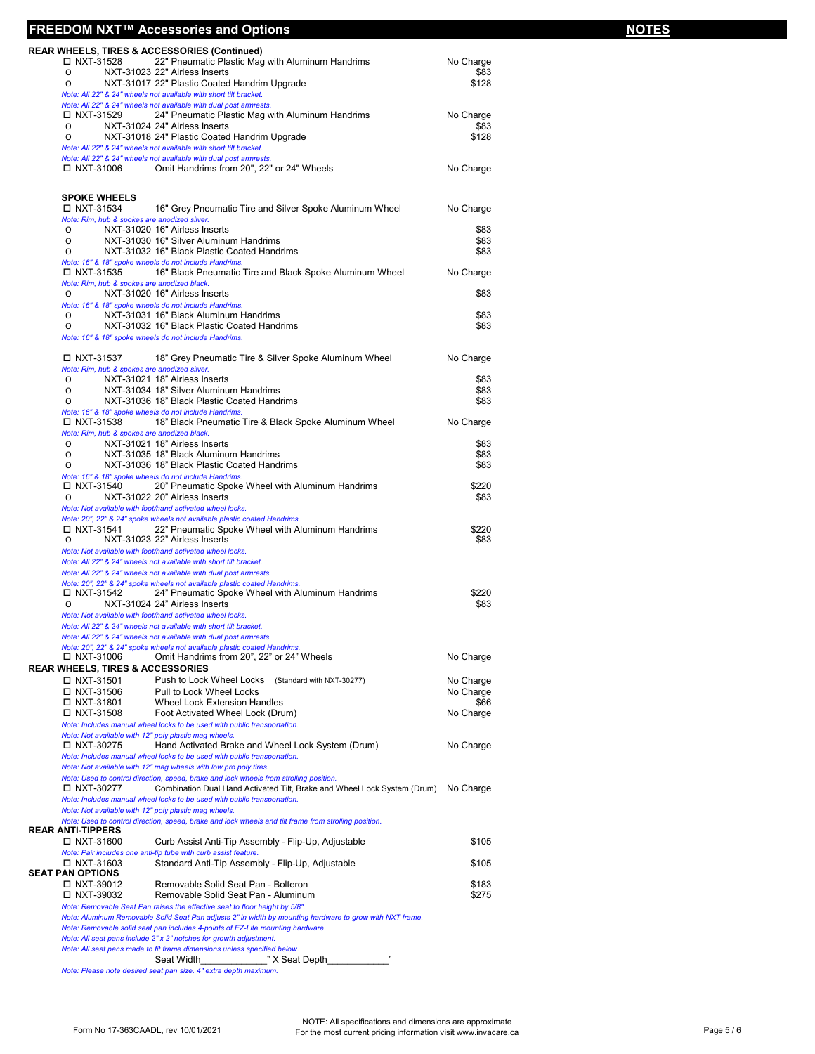## FREEDOM NXT™ Accessories and Options

**NOTES**

### REAR WHEELS, TIRES & ACCESSORIES (Continued)

| | | |
|---|---|---|
| ☐ NXT-31528 | 22" Pneumatic Plastic Mag with Aluminum Handrims | No Charge |
| o NXT-31023 | 22" Airless Inserts | $83 |
| o NXT-31017 | 22" Plastic Coated Handrim Upgrade | $128 |

*Note: All 22" & 24" wheels not available with short tilt bracket.*
*Note: All 22" & 24" wheels not available with dual post armrests.*

| | | |
|---|---|---|
| ☐ NXT-31529 | 24" Pneumatic Plastic Mag with Aluminum Handrims | No Charge |
| o NXT-31024 | 24" Airless Inserts | $83 |
| o NXT-31018 | 24" Plastic Coated Handrim Upgrade | $128 |

*Note: All 22" & 24" wheels not available with short tilt bracket.*
*Note: All 22" & 24" wheels not available with dual post armrests.*

| | | |
|---|---|---|
| ☐ NXT-31006 | Omit Handrims from 20", 22" or 24" Wheels | No Charge |

### SPOKE WHEELS

| | | |
|---|---|---|
| ☐ NXT-31534 | 16" Grey Pneumatic Tire and Silver Spoke Aluminum Wheel | No Charge |

*Note: Rim, hub & spokes are anodized silver.*

| | | |
|---|---|---|
| o NXT-31020 | 16" Airless Inserts | $83 |
| o NXT-31030 | 16" Silver Aluminum Handrims | $83 |
| o NXT-31032 | 16" Black Plastic Coated Handrims | $83 |

*Note: 16" & 18" spoke wheels do not include Handrims.*

| | | |
|---|---|---|
| ☐ NXT-31535 | 16" Black Pneumatic Tire and Black Spoke Aluminum Wheel | No Charge |

*Note: Rim, hub & spokes are anodized black.*

| | | |
|---|---|---|
| o NXT-31020 | 16" Airless Inserts | $83 |

*Note: 16" & 18" spoke wheels do not include Handrims.*

| | | |
|---|---|---|
| o NXT-31031 | 16" Black Aluminum Handrims | $83 |
| o NXT-31032 | 16" Black Plastic Coated Handrims | $83 |

*Note: 16" & 18" spoke wheels do not include Handrims.*

| | | |
|---|---|---|
| ☐ NXT-31537 | 18" Grey Pneumatic Tire & Silver Spoke Aluminum Wheel | No Charge |

*Note: Rim, hub & spokes are anodized silver.*

| | | |
|---|---|---|
| o NXT-31021 | 18" Airless Inserts | $83 |
| o NXT-31034 | 18" Silver Aluminum Handrims | $83 |
| o NXT-31036 | 18" Black Plastic Coated Handrims | $83 |

*Note: 16" & 18" spoke wheels do not include Handrims.*

| | | |
|---|---|---|
| ☐ NXT-31538 | 18" Black Pneumatic Tire & Black Spoke Aluminum Wheel | No Charge |

*Note: Rim, hub & spokes are anodized black.*

| | | |
|---|---|---|
| o NXT-31021 | 18" Airless Inserts | $83 |
| o NXT-31035 | 18" Black Aluminum Handrims | $83 |
| o NXT-31036 | 18" Black Plastic Coated Handrims | $83 |

*Note: 16" & 18" spoke wheels do not include Handrims.*

| | | |
|---|---|---|
| ☐ NXT-31540 | 20" Pneumatic Spoke Wheel with Aluminum Handrims | $220 |
| o NXT-31022 | 20" Airless Inserts | $83 |

*Note: Not available with foot/hand activated wheel locks.*
*Note: 20", 22" & 24" spoke wheels not available plastic coated Handrims.*

| | | |
|---|---|---|
| ☐ NXT-31541 | 22" Pneumatic Spoke Wheel with Aluminum Handrims | $220 |
| o NXT-31023 | 22" Airless Inserts | $83 |

*Note: Not available with foot/hand activated wheel locks.*
*Note: All 22" & 24" wheels not available with short tilt bracket.*
*Note: All 22" & 24" wheels not available with dual post armrests.*
*Note: 20", 22" & 24" spoke wheels not available plastic coated Handrims.*

| | | |
|---|---|---|
| ☐ NXT-31542 | 24" Pneumatic Spoke Wheel with Aluminum Handrims | $220 |
| o NXT-31024 | 24" Airless Inserts | $83 |

*Note: Not available with foot/hand activated wheel locks.*
*Note: All 22" & 24" wheels not available with short tilt bracket.*
*Note: All 22" & 24" wheels not available with dual post armrests.*
*Note: 20", 22" & 24" spoke wheels not available plastic coated Handrims.*

| | | |
|---|---|---|
| ☐ NXT-31006 | Omit Handrims from 20", 22" or 24" Wheels | No Charge |

### REAR WHEELS, TIRES & ACCESSORIES

| | | |
|---|---|---|
| ☐ NXT-31501 | Push to Lock Wheel Locks (Standard with NXT-30277) | No Charge |
| ☐ NXT-31506 | Pull to Lock Wheel Locks | No Charge |
| ☐ NXT-31801 | Wheel Lock Extension Handles | $66 |
| ☐ NXT-31508 | Foot Activated Wheel Lock (Drum) | No Charge |

*Note: Includes manual wheel locks to be used with public transportation.*
*Note: Not available with 12" poly plastic mag wheels.*

| | | |
|---|---|---|
| ☐ NXT-30275 | Hand Activated Brake and Wheel Lock System (Drum) | No Charge |

*Note: Includes manual wheel locks to be used with public transportation.*
*Note: Not available with 12" mag wheels with low pro poly tires.*
*Note: Used to control direction, speed, brake and lock wheels from strolling position.*

| | | |
|---|---|---|
| ☐ NXT-30277 | Combination Dual Hand Activated Tilt, Brake and Wheel Lock System (Drum) | No Charge |

*Note: Includes manual wheel locks to be used with public transportation.*
*Note: Not available with 12" poly plastic mag wheels.*
*Note: Used to control direction, speed, brake and lock wheels and tilt frame from strolling position.*

### REAR ANTI-TIPPERS

| | | |
|---|---|---|
| ☐ NXT-31600 | Curb Assist Anti-Tip Assembly - Flip-Up, Adjustable | $105 |

*Note: Pair includes one anti-tip tube with curb assist feature.*

| | | |
|---|---|---|
| ☐ NXT-31603 | Standard Anti-Tip Assembly - Flip-Up, Adjustable | $105 |

### SEAT PAN OPTIONS

| | | |
|---|---|---|
| ☐ NXT-39012 | Removable Solid Seat Pan - Bolteron | $183 |
| ☐ NXT-39032 | Removable Solid Seat Pan - Aluminum | $275 |

*Note: Removable Seat Pan raises the effective seat to floor height by 5/8".*
*Note: Aluminum Removable Solid Seat Pan adjusts 2" in width by mounting hardware to grow with NXT frame.*
*Note: Removable solid seat pan includes 4-points of EZ-Lite mounting hardware.*
*Note: All seat pans include 2" x 2" notches for growth adjustment.*
*Note: All seat pans made to fit frame dimensions unless specified below.*

Seat Width____________" X Seat Depth___________"

*Note: Please note desired seat pan size. 4" extra depth maximum.*

Form No 17-363CAADL, rev 10/01/2021

NOTE: All specifications and dimensions are approximate
For the most current pricing information visit www.invacare.ca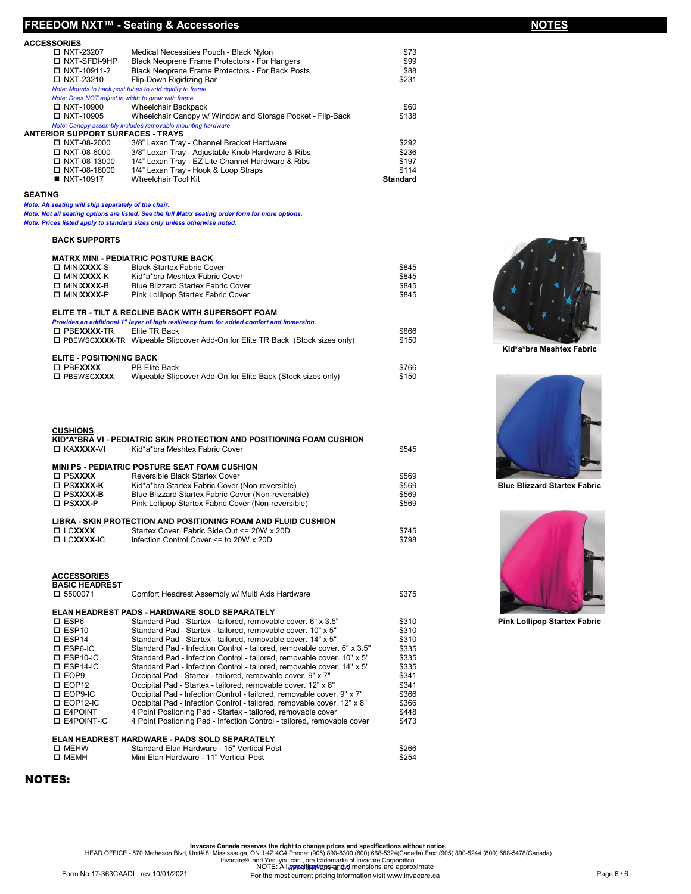# FREEDOM NXT™ - Seating & Accessories

**NOTES**

## ACCESSORIES

| | | |
|---|---|---|
| ☐ NXT-23207 | Medical Necessities Pouch - Black Nylon | $73 |
| ☐ NXT-SFDI-9HP | Black Neoprene Frame Protectors - For Hangers | $99 |
| ☐ NXT-10911-2 | Black Neoprene Frame Protectors - For Back Posts | $88 |
| ☐ NXT-23210 | Flip-Down Rigidizing Bar | $231 |

*Note: Mounts to back post tubes to add rigidity to frame.*
*Note: Does NOT adjust in width to grow with frame.*

| | | |
|---|---|---|
| ☐ NXT-10900 | Wheelchair Backpack | $60 |
| ☐ NXT-10905 | Wheelchair Canopy w/ Window and Storage Pocket - Flip-Back | $138 |

*Note: Canopy assembly includes removable mounting hardware.*

## ANTERIOR SUPPORT SURFACES - TRAYS

| | | |
|---|---|---|
| ☐ NXT-08-2000 | 3/8" Lexan Tray - Channel Bracket Hardware | $292 |
| ☐ NXT-08-6000 | 3/8" Lexan Tray - Adjustable Knob Hardware & Ribs | $236 |
| ☐ NXT-08-13000 | 1/4" Lexan Tray - EZ Lite Channel Hardware & Ribs | $197 |
| ☐ NXT-08-16000 | 1/4" Lexan Tray - Hook & Loop Straps | $114 |
| ■ NXT-10917 | Wheelchair Tool Kit | **Standard** |

## SEATING

***Note: All seating will ship separately of the chair.***
***Note: Not all seating options are listed. See the full Matrx seating order form for more options.***
***Note: Prices listed apply to standard sizes only unless otherwise noted.***

### BACK SUPPORTS

**MATRX MINI - PEDIATRIC POSTURE BACK**

| | | |
|---|---|---|
| ☐ MINI**XXXX**-S | Black Startex Fabric Cover | $845 |
| ☐ MINI**XXXX**-K | Kid*a*bra Meshtex Fabric Cover | $845 |
| ☐ MINI**XXXX**-B | Blue Blizzard Startex Fabric Cover | $845 |
| ☐ MINI**XXXX**-P | Pink Lollipop Startex Fabric Cover | $845 |

**ELITE TR - TILT & RECLINE BACK WITH SUPERSOFT FOAM**

***Provides an additional 1" layer of high resiliency foam for added comfort and immersion.***

| | | |
|---|---|---|
| ☐ PBE**XXXX**-TR | Elite TR Back | $866 |
| ☐ PBEWSC**XXXX**-TR | Wipeable Slipcover Add-On for Elite TR Back (Stock sizes only) | $150 |

**ELITE - POSITIONING BACK**

| | | |
|---|---|---|
| ☐ PBE**XXXX** | PB Elite Back | $766 |
| ☐ PBEWSC**XXXX** | Wipeable Slipcover Add-On for Elite Back (Stock sizes only) | $150 |

**Kid*a*bra Meshtex Fabric**

**Blue Blizzard Startex Fabric**

**Pink Lollipop Startex Fabric**

### CUSHIONS

**KID*A*BRA VI - PEDIATRIC SKIN PROTECTION AND POSITIONING FOAM CUSHION**

| | | |
|---|---|---|
| ☐ KA**XXXX**-VI | Kid*a*bra Meshtex Fabric Cover | $545 |

**MINI PS - PEDIATRIC POSTURE SEAT FOAM CUSHION**

| | | |
|---|---|---|
| ☐ PS**XXXX** | Reversible Black Startex Cover | $569 |
| ☐ PS**XXXX-K** | Kid*a*bra Startex Fabric Cover (Non-reversible) | $569 |
| ☐ PS**XXXX-B** | Blue Blizzard Startex Fabric Cover (Non-reversible) | $569 |
| ☐ PS**XXX-P** | Pink Lollipop Startex Fabric Cover (Non-reversible) | $569 |

**LIBRA - SKIN PROTECTION AND POSITIONING FOAM AND FLUID CUSHION**

| | | |
|---|---|---|
| ☐ LC**XXXX** | Startex Cover, Fabric Side Out <= 20W x 20D | $745 |
| ☐ LC**XXXX**-IC | Infection Control Cover <= to 20W x 20D | $798 |

### ACCESSORIES

**BASIC HEADREST**

| | | |
|---|---|---|
| ☐ 5500071 | Comfort Headrest Assembly w/ Multi Axis Hardware | $375 |

**ELAN HEADREST PADS - HARDWARE SOLD SEPARATELY**

| | | |
|---|---|---|
| ☐ ESP6 | Standard Pad - Startex - tailored, removable cover. 6" x 3.5" | $310 |
| ☐ ESP10 | Standard Pad - Startex - tailored, removable cover. 10" x 5" | $310 |
| ☐ ESP14 | Standard Pad - Startex - tailored, removable cover. 14" x 5" | $310 |
| ☐ ESP6-IC | Standard Pad - Infection Control - tailored, removable cover. 6" x 3.5" | $335 |
| ☐ ESP10-IC | Standard Pad - Infection Control - tailored, removable cover. 10" x 5" | $335 |
| ☐ ESP14-IC | Standard Pad - Infection Control - tailored, removable cover. 14" x 5" | $335 |
| ☐ EOP9 | Occipital Pad - Startex - tailored, removable cover. 9" x 7" | $341 |
| ☐ EOP12 | Occipital Pad - Startex - tailored, removable cover. 12" x 8" | $341 |
| ☐ EOP9-IC | Occipital Pad - Infection Control - tailored, removable cover. 9" x 7" | $366 |
| ☐ EOP12-IC | Occipital Pad - Infection Control - tailored, removable cover. 12" x 8" | $366 |
| ☐ E4POINT | 4 Point Postioning Pad - Startex - tailored, removable cover | $448 |
| ☐ E4POINT-IC | 4 Point Postioning Pad - Infection Control - tailored, removable cover | $473 |

**ELAN HEADREST HARDWARE - PADS SOLD SEPARATELY**

| | | |
|---|---|---|
| ☐ MEHW | Standard Elan Hardware - 15" Vertical Post | $266 |
| ☐ MEMH | Mini Elan Hardware - 11" Vertical Post | $254 |

**NOTES:**

**Invacare Canada reserves the right to change prices and specifications without notice.**
HEAD OFFICE - 570 Matheson Blvd, Unit# 8, Mississauga, ON L4Z 4G4 Phone: (905) 890-8300 (800) 668-5324(Canada) Fax: (905) 890-5244 (800) 668-5478(Canada)
Invacare®, and Yes, you can., are trademarks of Invacare Corporation.
NOTE: All specifications and dimensions are approximate
For the most current pricing information visit www.invacare.ca

Form No 17-363CAADL, rev 10/01/2021